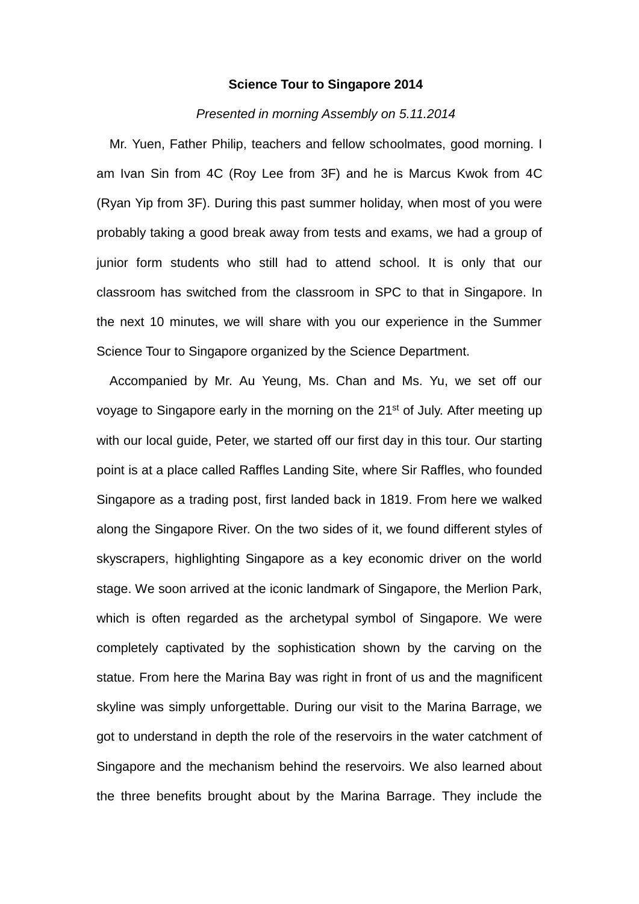**Science Tour to Singapore 2014**

*Presented in morning Assembly on 5.11.2014*

Mr. Yuen, Father Philip, teachers and fellow schoolmates, good morning. I am Ivan Sin from 4C (Roy Lee from 3F) and he is Marcus Kwok from 4C (Ryan Yip from 3F). During this past summer holiday, when most of you were probably taking a good break away from tests and exams, we had a group of junior form students who still had to attend school. It is only that our classroom has switched from the classroom in SPC to that in Singapore. In the next 10 minutes, we will share with you our experience in the Summer Science Tour to Singapore organized by the Science Department.

Accompanied by Mr. Au Yeung, Ms. Chan and Ms. Yu, we set off our voyage to Singapore early in the morning on the 21st of July. After meeting up with our local guide, Peter, we started off our first day in this tour. Our starting point is at a place called Raffles Landing Site, where Sir Raffles, who founded Singapore as a trading post, first landed back in 1819. From here we walked along the Singapore River. On the two sides of it, we found different styles of skyscrapers, highlighting Singapore as a key economic driver on the world stage. We soon arrived at the iconic landmark of Singapore, the Merlion Park, which is often regarded as the archetypal symbol of Singapore. We were completely captivated by the sophistication shown by the carving on the statue. From here the Marina Bay was right in front of us and the magnificent skyline was simply unforgettable. During our visit to the Marina Barrage, we got to understand in depth the role of the reservoirs in the water catchment of Singapore and the mechanism behind the reservoirs. We also learned about the three benefits brought about by the Marina Barrage. They include the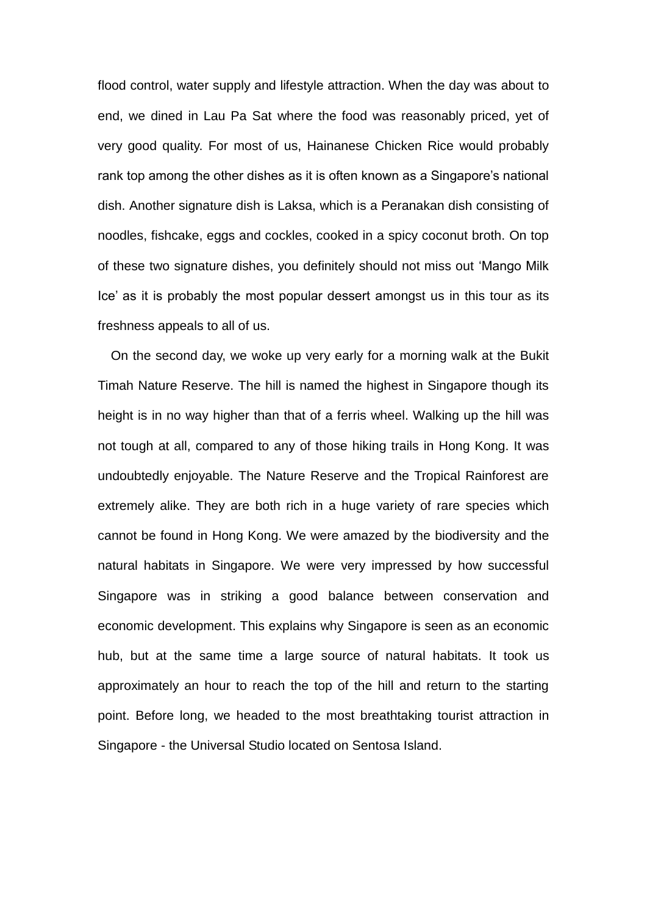flood control, water supply and lifestyle attraction. When the day was about to end, we dined in Lau Pa Sat where the food was reasonably priced, yet of very good quality. For most of us, Hainanese Chicken Rice would probably rank top among the other dishes as it is often known as a Singapore's national dish. Another signature dish is Laksa, which is a Peranakan dish consisting of noodles, fishcake, eggs and cockles, cooked in a spicy coconut broth. On top of these two signature dishes, you definitely should not miss out 'Mango Milk Ice' as it is probably the most popular dessert amongst us in this tour as its freshness appeals to all of us.

On the second day, we woke up very early for a morning walk at the Bukit Timah Nature Reserve. The hill is named the highest in Singapore though its height is in no way higher than that of a ferris wheel. Walking up the hill was not tough at all, compared to any of those hiking trails in Hong Kong. It was undoubtedly enjoyable. The Nature Reserve and the Tropical Rainforest are extremely alike. They are both rich in a huge variety of rare species which cannot be found in Hong Kong. We were amazed by the biodiversity and the natural habitats in Singapore. We were very impressed by how successful Singapore was in striking a good balance between conservation and economic development. This explains why Singapore is seen as an economic hub, but at the same time a large source of natural habitats. It took us approximately an hour to reach the top of the hill and return to the starting point. Before long, we headed to the most breathtaking tourist attraction in Singapore - the Universal Studio located on Sentosa Island.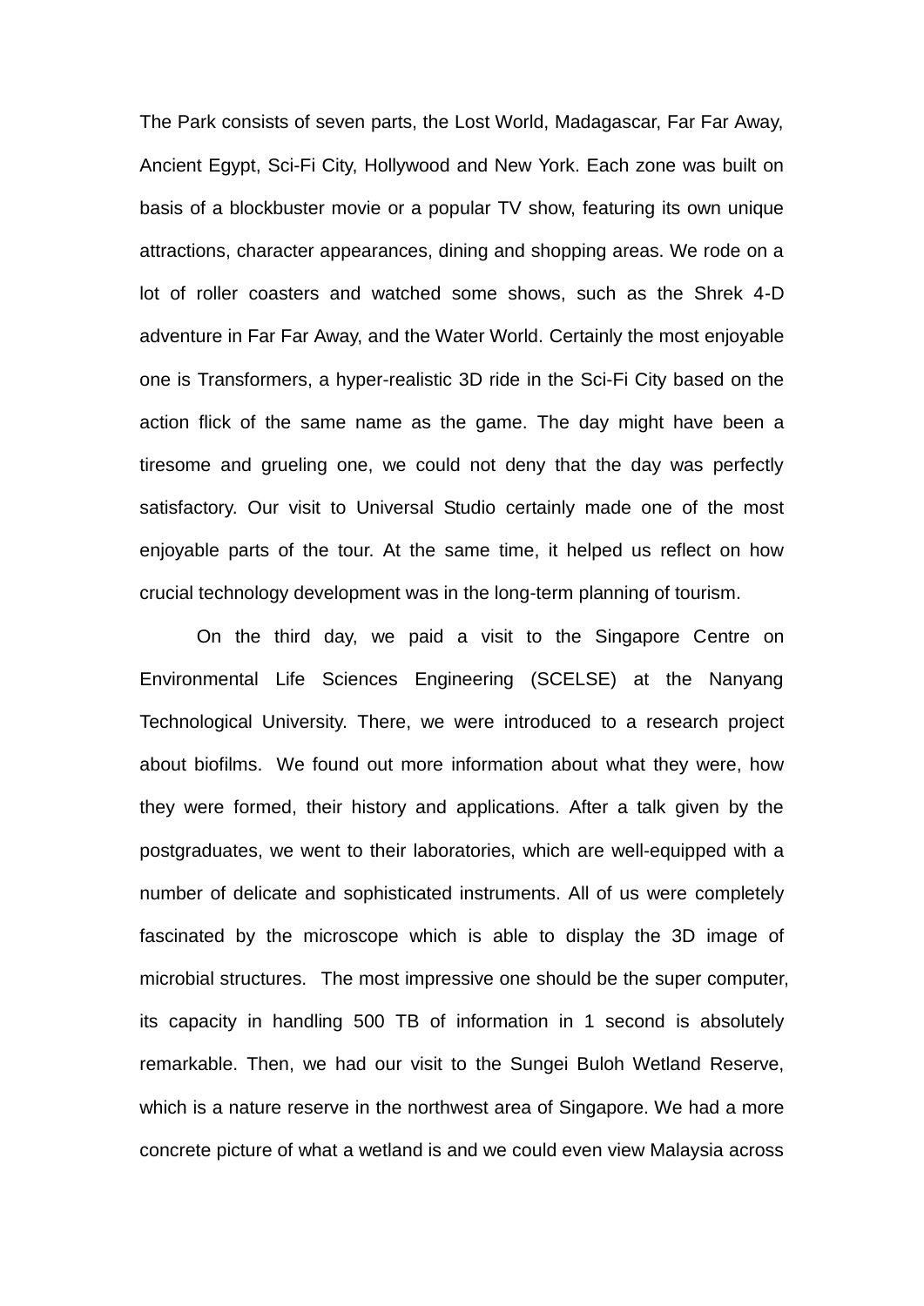The Park consists of seven parts, the Lost World, Madagascar, Far Far Away, Ancient Egypt, Sci-Fi City, Hollywood and New York. Each zone was built on basis of a blockbuster movie or a popular TV show, featuring its own unique attractions, character appearances, dining and shopping areas. We rode on a lot of roller coasters and watched some shows, such as the Shrek 4-D adventure in Far Far Away, and the Water World. Certainly the most enjoyable one is Transformers, a hyper-realistic 3D ride in the Sci-Fi City based on the action flick of the same name as the game. The day might have been a tiresome and grueling one, we could not deny that the day was perfectly satisfactory. Our visit to Universal Studio certainly made one of the most enjoyable parts of the tour. At the same time, it helped us reflect on how crucial technology development was in the long-term planning of tourism.

On the third day, we paid a visit to the Singapore Centre on Environmental Life Sciences Engineering (SCELSE) at the Nanyang Technological University. There, we were introduced to a research project about biofilms. We found out more information about what they were, how they were formed, their history and applications. After a talk given by the postgraduates, we went to their laboratories, which are well-equipped with a number of delicate and sophisticated instruments. All of us were completely fascinated by the microscope which is able to display the 3D image of microbial structures. The most impressive one should be the super computer, its capacity in handling 500 TB of information in 1 second is absolutely remarkable. Then, we had our visit to the Sungei Buloh Wetland Reserve, which is a nature reserve in the northwest area of Singapore. We had a more concrete picture of what a wetland is and we could even view Malaysia across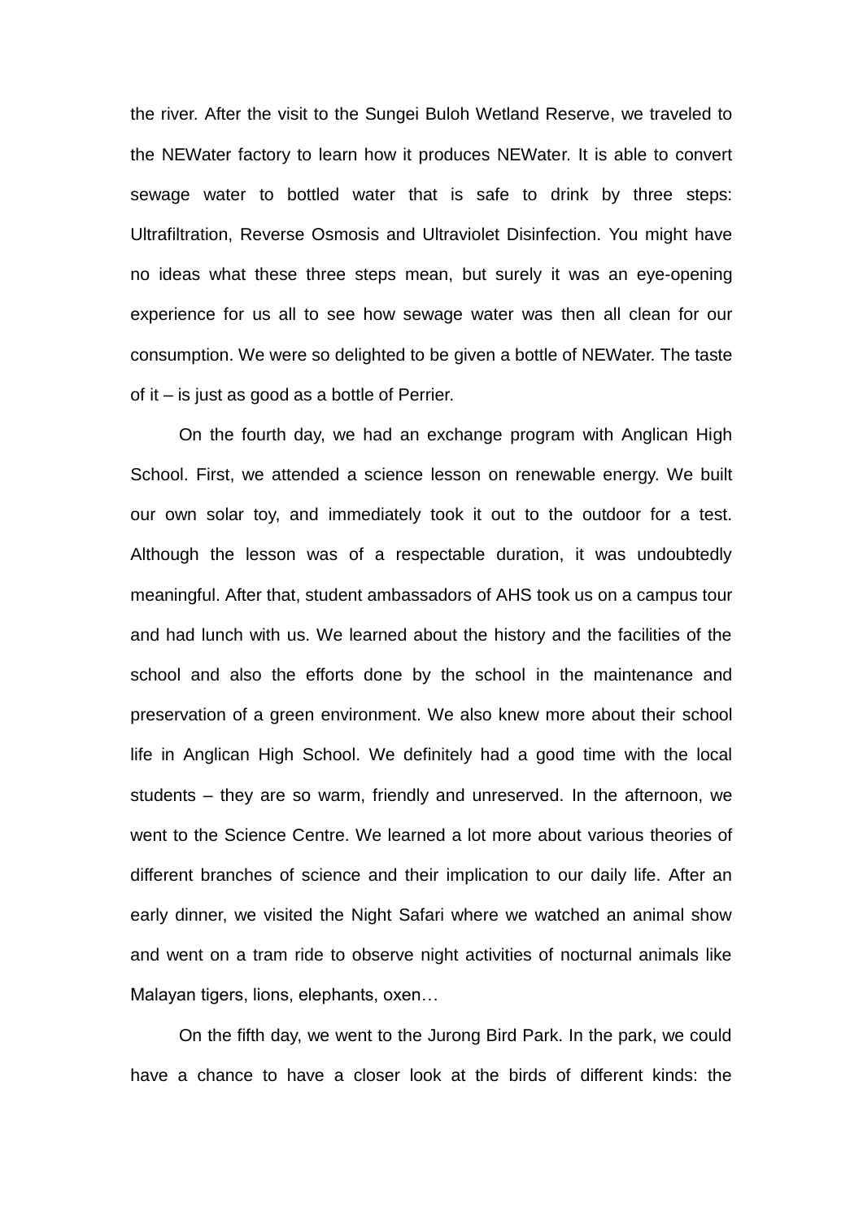the river. After the visit to the Sungei Buloh Wetland Reserve, we traveled to the NEWater factory to learn how it produces NEWater. It is able to convert sewage water to bottled water that is safe to drink by three steps: Ultrafiltration, Reverse Osmosis and Ultraviolet Disinfection. You might have no ideas what these three steps mean, but surely it was an eye-opening experience for us all to see how sewage water was then all clean for our consumption. We were so delighted to be given a bottle of NEWater. The taste of it – is just as good as a bottle of Perrier.

On the fourth day, we had an exchange program with Anglican High School. First, we attended a science lesson on renewable energy. We built our own solar toy, and immediately took it out to the outdoor for a test. Although the lesson was of a respectable duration, it was undoubtedly meaningful. After that, student ambassadors of AHS took us on a campus tour and had lunch with us. We learned about the history and the facilities of the school and also the efforts done by the school in the maintenance and preservation of a green environment. We also knew more about their school life in Anglican High School. We definitely had a good time with the local students – they are so warm, friendly and unreserved. In the afternoon, we went to the Science Centre. We learned a lot more about various theories of different branches of science and their implication to our daily life. After an early dinner, we visited the Night Safari where we watched an animal show and went on a tram ride to observe night activities of nocturnal animals like Malayan tigers, lions, elephants, oxen…

On the fifth day, we went to the Jurong Bird Park. In the park, we could have a chance to have a closer look at the birds of different kinds: the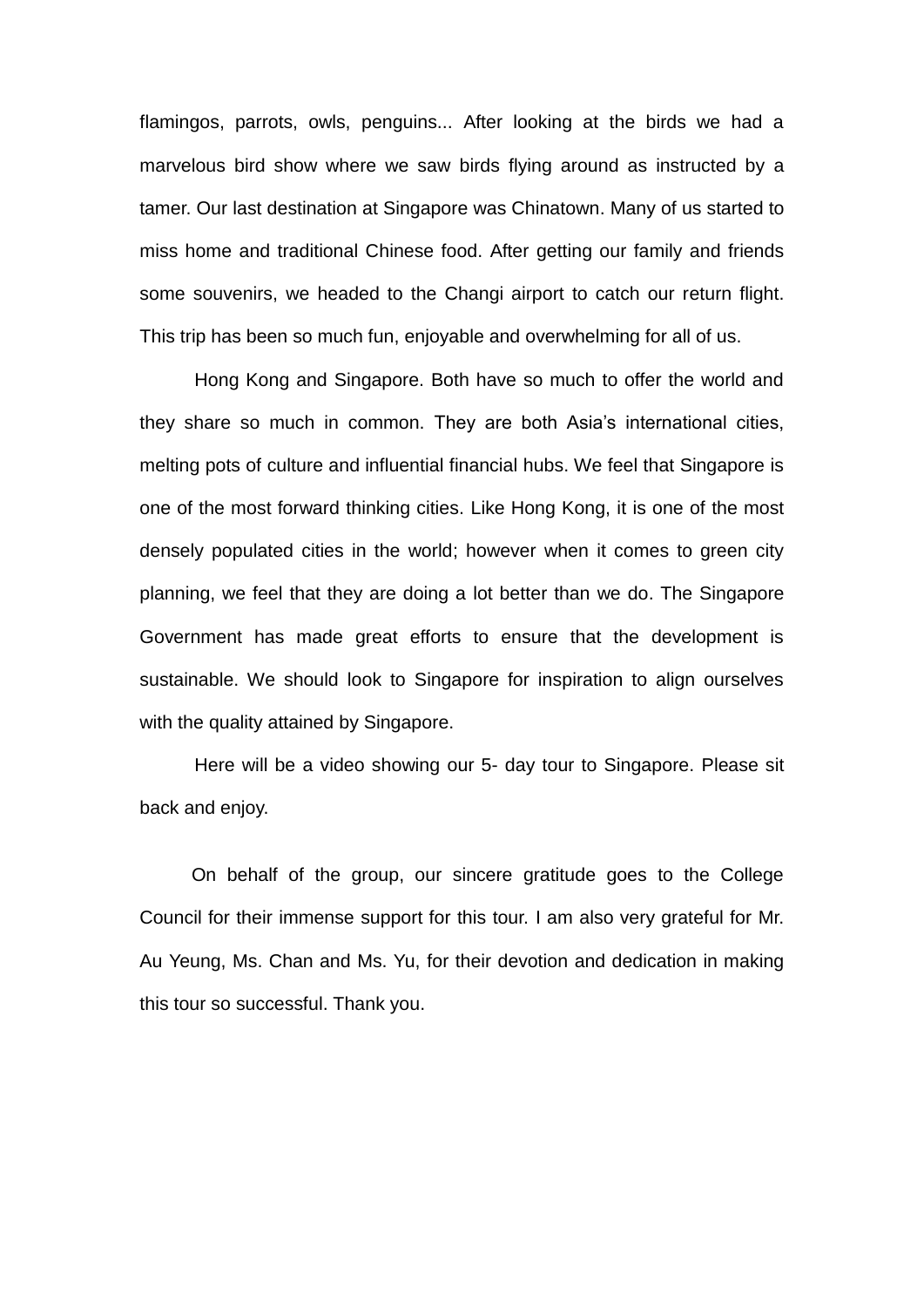flamingos, parrots, owls, penguins... After looking at the birds we had a marvelous bird show where we saw birds flying around as instructed by a tamer. Our last destination at Singapore was Chinatown. Many of us started to miss home and traditional Chinese food. After getting our family and friends some souvenirs, we headed to the Changi airport to catch our return flight. This trip has been so much fun, enjoyable and overwhelming for all of us.

Hong Kong and Singapore. Both have so much to offer the world and they share so much in common. They are both Asia's international cities, melting pots of culture and influential financial hubs. We feel that Singapore is one of the most forward thinking cities. Like Hong Kong, it is one of the most densely populated cities in the world; however when it comes to green city planning, we feel that they are doing a lot better than we do. The Singapore Government has made great efforts to ensure that the development is sustainable. We should look to Singapore for inspiration to align ourselves with the quality attained by Singapore.

Here will be a video showing our 5- day tour to Singapore. Please sit back and enjoy.

On behalf of the group, our sincere gratitude goes to the College Council for their immense support for this tour. I am also very grateful for Mr. Au Yeung, Ms. Chan and Ms. Yu, for their devotion and dedication in making this tour so successful. Thank you.